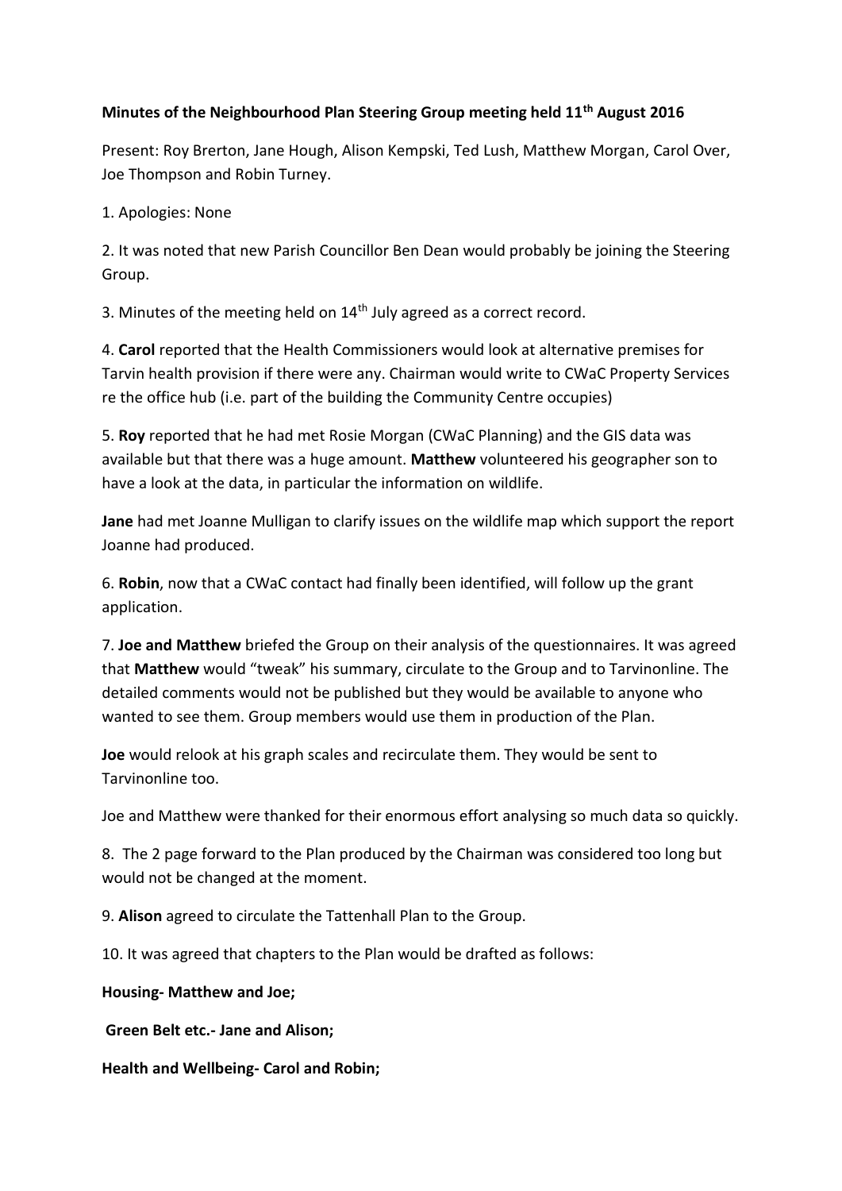**Minutes of the Neighbourhood Plan Steering Group meeting held 11th August 2016**

Present: Roy Brerton, Jane Hough, Alison Kempski, Ted Lush, Matthew Morgan, Carol Over, Joe Thompson and Robin Turney.

1. Apologies: None

2. It was noted that new Parish Councillor Ben Dean would probably be joining the Steering Group.

3. Minutes of the meeting held on 14th July agreed as a correct record.

4. **Carol** reported that the Health Commissioners would look at alternative premises for Tarvin health provision if there were any. Chairman would write to CWaC Property Services re the office hub (i.e. part of the building the Community Centre occupies)

5. **Roy** reported that he had met Rosie Morgan (CWaC Planning) and the GIS data was available but that there was a huge amount. **Matthew** volunteered his geographer son to have a look at the data, in particular the information on wildlife.

**Jane** had met Joanne Mulligan to clarify issues on the wildlife map which support the report Joanne had produced.

6. **Robin**, now that a CWaC contact had finally been identified, will follow up the grant application.

7. **Joe and Matthew** briefed the Group on their analysis of the questionnaires. It was agreed that **Matthew** would "tweak" his summary, circulate to the Group and to Tarvinonline. The detailed comments would not be published but they would be available to anyone who wanted to see them. Group members would use them in production of the Plan.

**Joe** would relook at his graph scales and recirculate them. They would be sent to Tarvinonline too.

Joe and Matthew were thanked for their enormous effort analysing so much data so quickly.

8. The 2 page forward to the Plan produced by the Chairman was considered too long but would not be changed at the moment.

9. **Alison** agreed to circulate the Tattenhall Plan to the Group.

10. It was agreed that chapters to the Plan would be drafted as follows:

**Housing- Matthew and Joe;**

**Green Belt etc.- Jane and Alison;**

**Health and Wellbeing- Carol and Robin;**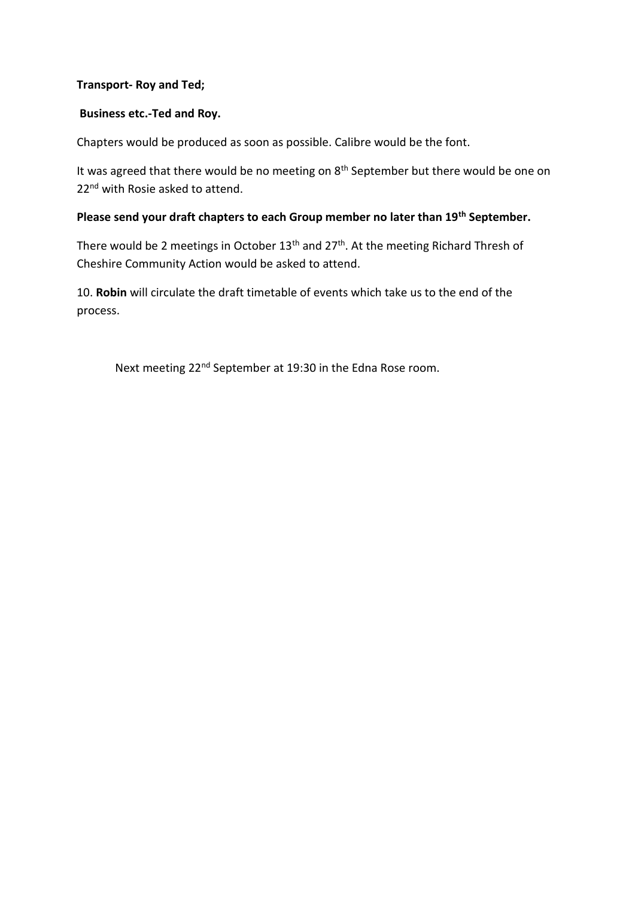**Transport- Roy and Ted;**

**Business etc.-Ted and Roy.**

Chapters would be produced as soon as possible. Calibre would be the font.

It was agreed that there would be no meeting on 8th September but there would be one on 22nd with Rosie asked to attend.

**Please send your draft chapters to each Group member no later than 19th September.**

There would be 2 meetings in October 13th and 27th. At the meeting Richard Thresh of Cheshire Community Action would be asked to attend.

10. **Robin** will circulate the draft timetable of events which take us to the end of the process.

Next meeting 22nd September at 19:30 in the Edna Rose room.